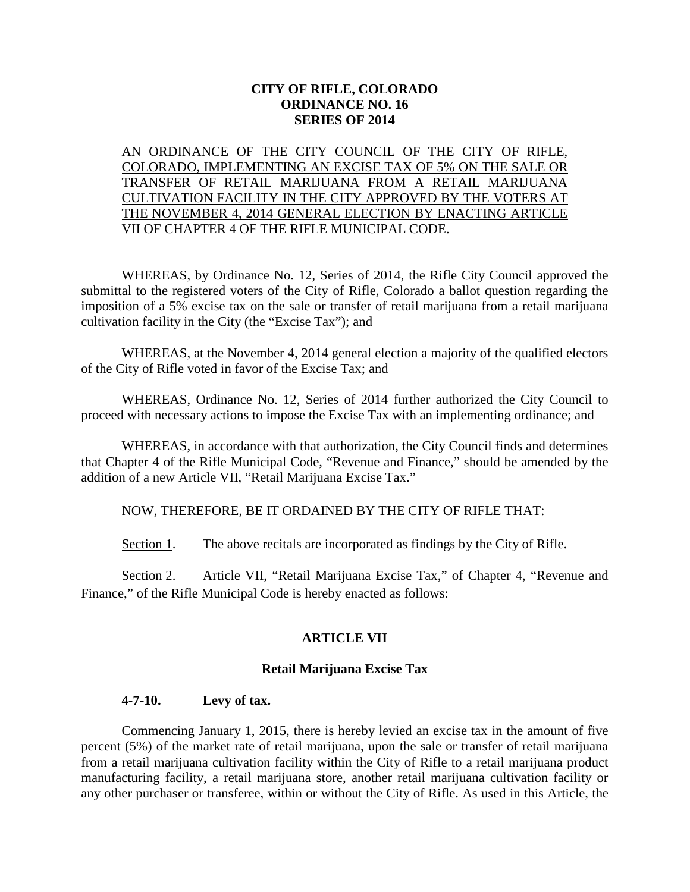**CITY OF RIFLE, COLORADO**
**ORDINANCE NO. 16**
**SERIES OF 2014**

AN ORDINANCE OF THE CITY COUNCIL OF THE CITY OF RIFLE, COLORADO, IMPLEMENTING AN EXCISE TAX OF 5% ON THE SALE OR TRANSFER OF RETAIL MARIJUANA FROM A RETAIL MARIJUANA CULTIVATION FACILITY IN THE CITY APPROVED BY THE VOTERS AT THE NOVEMBER 4, 2014 GENERAL ELECTION BY ENACTING ARTICLE VII OF CHAPTER 4 OF THE RIFLE MUNICIPAL CODE.

WHEREAS, by Ordinance No. 12, Series of 2014, the Rifle City Council approved the submittal to the registered voters of the City of Rifle, Colorado a ballot question regarding the imposition of a 5% excise tax on the sale or transfer of retail marijuana from a retail marijuana cultivation facility in the City (the "Excise Tax"); and

WHEREAS, at the November 4, 2014 general election a majority of the qualified electors of the City of Rifle voted in favor of the Excise Tax; and

WHEREAS, Ordinance No. 12, Series of 2014 further authorized the City Council to proceed with necessary actions to impose the Excise Tax with an implementing ordinance; and

WHEREAS, in accordance with that authorization, the City Council finds and determines that Chapter 4 of the Rifle Municipal Code, "Revenue and Finance," should be amended by the addition of a new Article VII, "Retail Marijuana Excise Tax."

NOW, THEREFORE, BE IT ORDAINED BY THE CITY OF RIFLE THAT:

Section 1. The above recitals are incorporated as findings by the City of Rifle.

Section 2. Article VII, "Retail Marijuana Excise Tax," of Chapter 4, "Revenue and Finance," of the Rifle Municipal Code is hereby enacted as follows:

**ARTICLE VII**

**Retail Marijuana Excise Tax**

**4-7-10. Levy of tax.**

Commencing January 1, 2015, there is hereby levied an excise tax in the amount of five percent (5%) of the market rate of retail marijuana, upon the sale or transfer of retail marijuana from a retail marijuana cultivation facility within the City of Rifle to a retail marijuana product manufacturing facility, a retail marijuana store, another retail marijuana cultivation facility or any other purchaser or transferee, within or without the City of Rifle. As used in this Article, the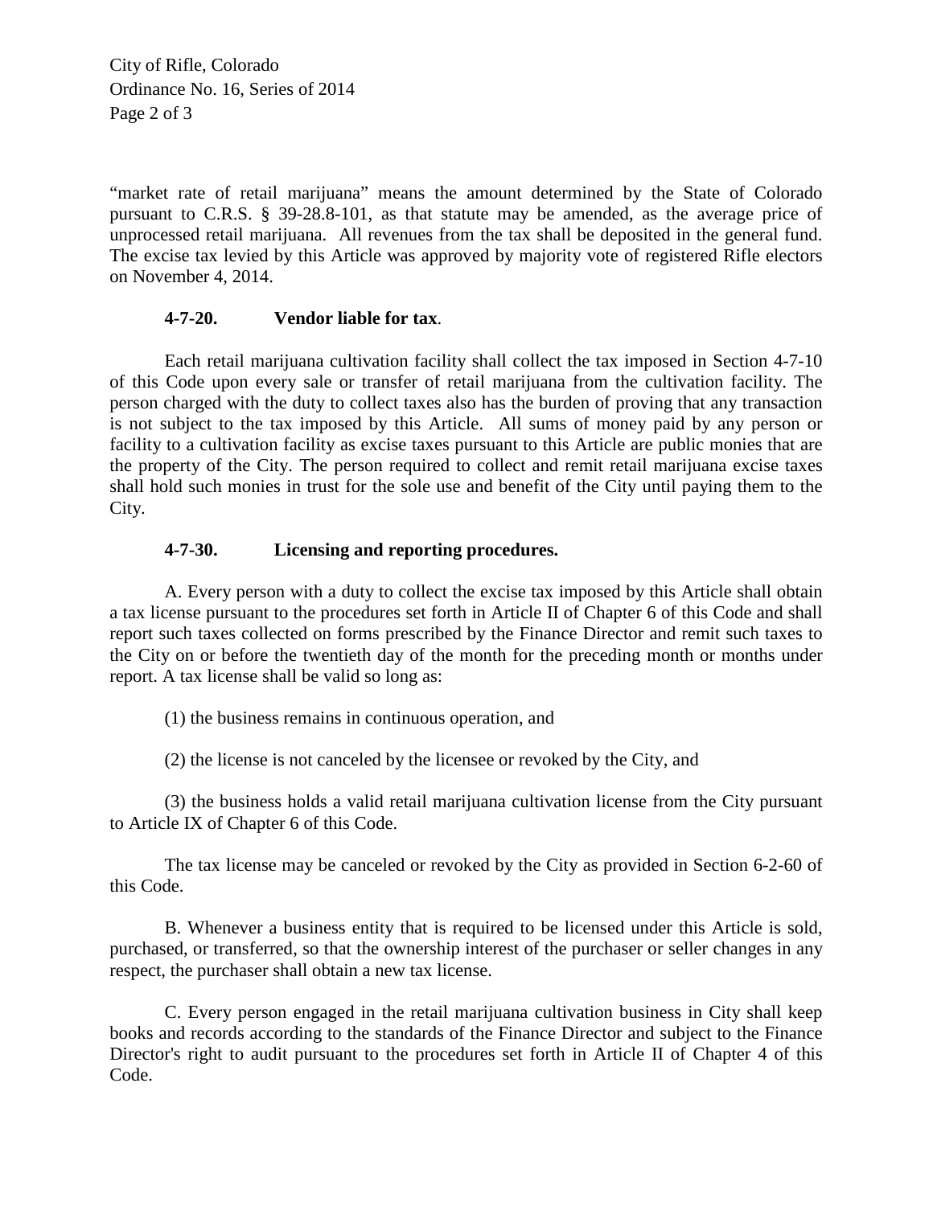"market rate of retail marijuana" means the amount determined by the State of Colorado pursuant to C.R.S. § 39-28.8-101, as that statute may be amended, as the average price of unprocessed retail marijuana. All revenues from the tax shall be deposited in the general fund. The excise tax levied by this Article was approved by majority vote of registered Rifle electors on November 4, 2014.

**4-7-20. Vendor liable for tax**.

Each retail marijuana cultivation facility shall collect the tax imposed in Section 4-7-10 of this Code upon every sale or transfer of retail marijuana from the cultivation facility. The person charged with the duty to collect taxes also has the burden of proving that any transaction is not subject to the tax imposed by this Article. All sums of money paid by any person or facility to a cultivation facility as excise taxes pursuant to this Article are public monies that are the property of the City. The person required to collect and remit retail marijuana excise taxes shall hold such monies in trust for the sole use and benefit of the City until paying them to the City.

**4-7-30. Licensing and reporting procedures.**

A. Every person with a duty to collect the excise tax imposed by this Article shall obtain a tax license pursuant to the procedures set forth in Article II of Chapter 6 of this Code and shall report such taxes collected on forms prescribed by the Finance Director and remit such taxes to the City on or before the twentieth day of the month for the preceding month or months under report. A tax license shall be valid so long as:

(1) the business remains in continuous operation, and

(2) the license is not canceled by the licensee or revoked by the City, and

(3) the business holds a valid retail marijuana cultivation license from the City pursuant to Article IX of Chapter 6 of this Code.

The tax license may be canceled or revoked by the City as provided in Section 6-2-60 of this Code.

B. Whenever a business entity that is required to be licensed under this Article is sold, purchased, or transferred, so that the ownership interest of the purchaser or seller changes in any respect, the purchaser shall obtain a new tax license.

C. Every person engaged in the retail marijuana cultivation business in City shall keep books and records according to the standards of the Finance Director and subject to the Finance Director's right to audit pursuant to the procedures set forth in Article II of Chapter 4 of this Code.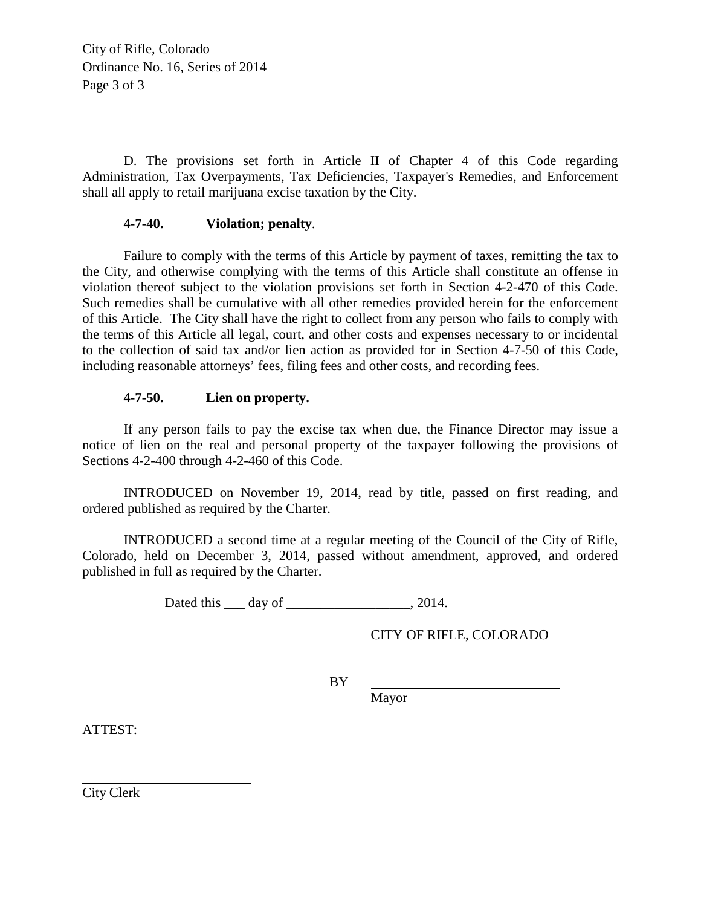D. The provisions set forth in Article II of Chapter 4 of this Code regarding Administration, Tax Overpayments, Tax Deficiencies, Taxpayer's Remedies, and Enforcement shall all apply to retail marijuana excise taxation by the City.

**4-7-40. Violation; penalty**.

Failure to comply with the terms of this Article by payment of taxes, remitting the tax to the City, and otherwise complying with the terms of this Article shall constitute an offense in violation thereof subject to the violation provisions set forth in Section 4-2-470 of this Code. Such remedies shall be cumulative with all other remedies provided herein for the enforcement of this Article. The City shall have the right to collect from any person who fails to comply with the terms of this Article all legal, court, and other costs and expenses necessary to or incidental to the collection of said tax and/or lien action as provided for in Section 4-7-50 of this Code, including reasonable attorneys' fees, filing fees and other costs, and recording fees.

**4-7-50. Lien on property.**

If any person fails to pay the excise tax when due, the Finance Director may issue a notice of lien on the real and personal property of the taxpayer following the provisions of Sections 4-2-400 through 4-2-460 of this Code.

INTRODUCED on November 19, 2014, read by title, passed on first reading, and ordered published as required by the Charter.

INTRODUCED a second time at a regular meeting of the Council of the City of Rifle, Colorado, held on December 3, 2014, passed without amendment, approved, and ordered published in full as required by the Charter.

Dated this ___ day of __________________, 2014.

CITY OF RIFLE, COLORADO

BY ___________________________
Mayor

ATTEST:

___________________________
City Clerk